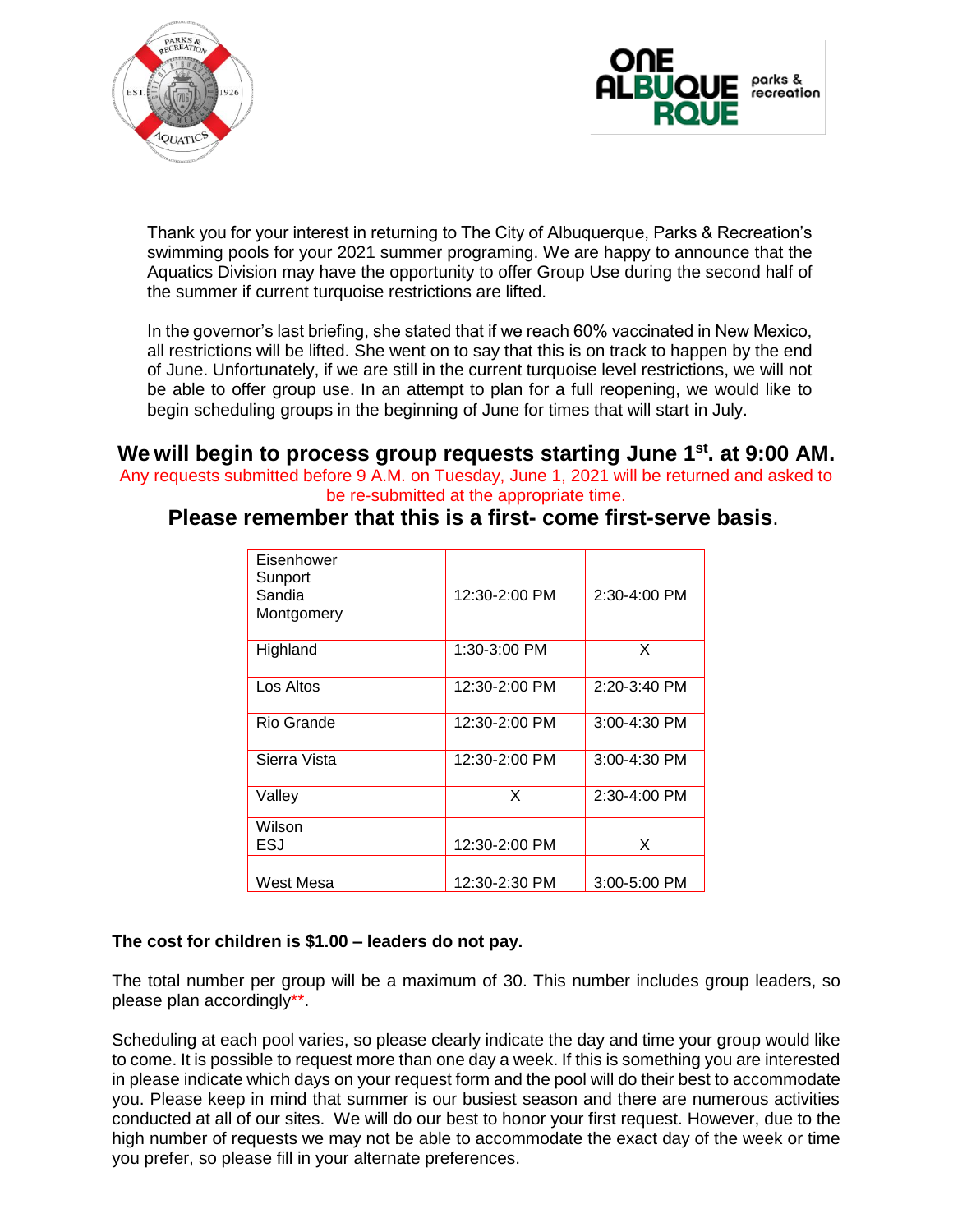Thank you for your interest in returning to The City of Albuquerque, Parks & Recreation's swimming pools for your 2021 summer programing. We are happy to announce that the Aquatics Division may have the opportunity to offer Group Use during the second half of the summer if current turquoise restrictions are lifted.

In the governor's last briefing, she stated that if we reach 60% vaccinated in New Mexico, all restrictions will be lifted. She went on to say that this is on track to happen by the end of June. Unfortunately, if we are still in the current turquoise level restrictions, we will not be able to offer group use. In an attempt to plan for a full reopening, we would like to begin scheduling groups in the beginning of June for times that will start in July.

## We will begin to process group requests starting June 1st. at 9:00 AM.

Any requests submitted before 9 A.M. on Tuesday, June 1, 2021 will be returned and asked to be re-submitted at the appropriate time.

## Please remember that this is a first- come first-serve basis.

| Pool | | |
|---|---|---|
| Eisenhower<br>Sunport<br>Sandia<br>Montgomery | 12:30-2:00 PM | 2:30-4:00 PM |
| Highland | 1:30-3:00 PM | X |
| Los Altos | 12:30-2:00 PM | 2:20-3:40 PM |
| Rio Grande | 12:30-2:00 PM | 3:00-4:30 PM |
| Sierra Vista | 12:30-2:00 PM | 3:00-4:30 PM |
| Valley | X | 2:30-4:00 PM |
| Wilson<br>ESJ | 12:30-2:00 PM | X |
| West Mesa | 12:30-2:30 PM | 3:00-5:00 PM |

**The cost for children is $1.00 – leaders do not pay.**

The total number per group will be a maximum of 30. This number includes group leaders, so please plan accordingly**.

Scheduling at each pool varies, so please clearly indicate the day and time your group would like to come. It is possible to request more than one day a week. If this is something you are interested in please indicate which days on your request form and the pool will do their best to accommodate you. Please keep in mind that summer is our busiest season and there are numerous activities conducted at all of our sites. We will do our best to honor your first request. However, due to the high number of requests we may not be able to accommodate the exact day of the week or time you prefer, so please fill in your alternate preferences.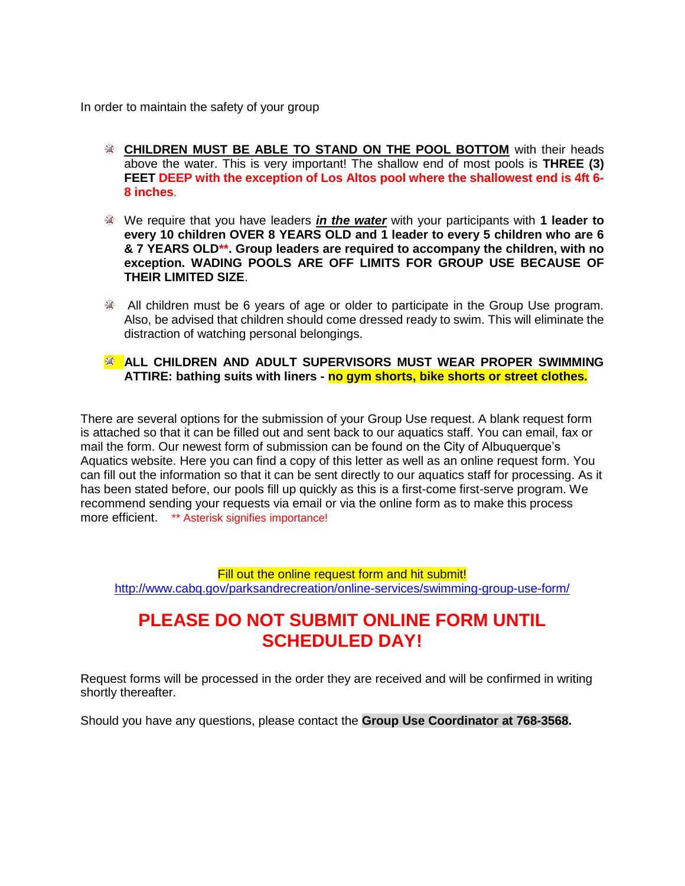In order to maintain the safety of your group

- **CHILDREN MUST BE ABLE TO STAND ON THE POOL BOTTOM** with their heads above the water. This is very important! The shallow end of most pools is **THREE (3) FEET DEEP with the exception of Los Altos pool where the shallowest end is 4ft 6-8 inches**.

- We require that you have leaders ***in the water*** with your participants with **1 leader to every 10 children OVER 8 YEARS OLD and 1 leader to every 5 children who are 6 & 7 YEARS OLD**\*\*. **Group leaders are required to accompany the children, with no exception. WADING POOLS ARE OFF LIMITS FOR GROUP USE BECAUSE OF THEIR LIMITED SIZE**.

- All children must be 6 years of age or older to participate in the Group Use program. Also, be advised that children should come dressed ready to swim. This will eliminate the distraction of watching personal belongings.

- **ALL CHILDREN AND ADULT SUPERVISORS MUST WEAR PROPER SWIMMING ATTIRE: bathing suits with liners - no gym shorts, bike shorts or street clothes.**

There are several options for the submission of your Group Use request. A blank request form is attached so that it can be filled out and sent back to our aquatics staff. You can email, fax or mail the form. Our newest form of submission can be found on the City of Albuquerque's Aquatics website. Here you can find a copy of this letter as well as an online request form. You can fill out the information so that it can be sent directly to our aquatics staff for processing. As it has been stated before, our pools fill up quickly as this is a first-come first-serve program. We recommend sending your requests via email or via the online form as to make this process more efficient. \*\* Asterisk signifies importance!

Fill out the online request form and hit submit!
http://www.cabq.gov/parksandrecreation/online-services/swimming-group-use-form/

## PLEASE DO NOT SUBMIT ONLINE FORM UNTIL SCHEDULED DAY!

Request forms will be processed in the order they are received and will be confirmed in writing shortly thereafter.

Should you have any questions, please contact the **Group Use Coordinator at 768-3568.**